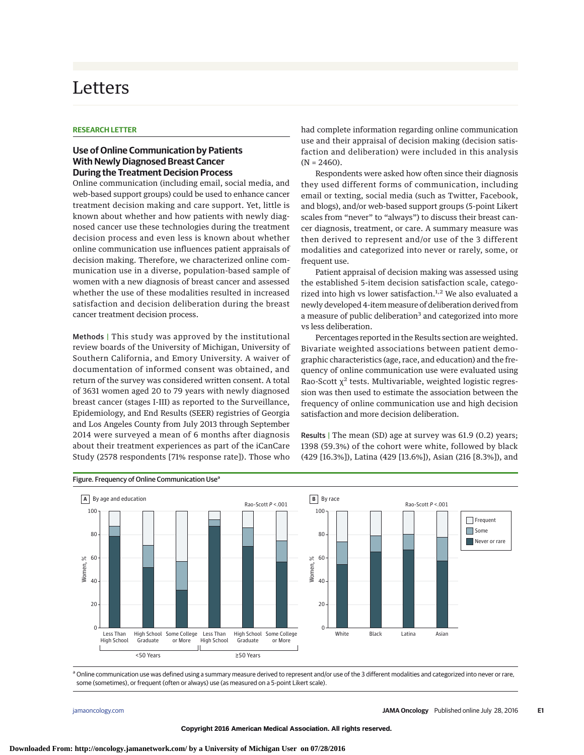# Letters

**RESEARCH LETTER**

## Use of Online Communication by Patients With Newly Diagnosed Breast Cancer During the Treatment Decision Process

Online communication (including email, social media, and web-based support groups) could be used to enhance cancer treatment decision making and care support. Yet, little is known about whether and how patients with newly diagnosed cancer use these technologies during the treatment decision process and even less is known about whether online communication use influences patient appraisals of decision making. Therefore, we characterized online communication use in a diverse, population-based sample of women with a new diagnosis of breast cancer and assessed whether the use of these modalities resulted in increased satisfaction and decision deliberation during the breast cancer treatment decision process.

**Methods |** This study was approved by the institutional review boards of the University of Michigan, University of Southern California, and Emory University. A waiver of documentation of informed consent was obtained, and return of the survey was considered written consent. A total of 3631 women aged 20 to 79 years with newly diagnosed breast cancer (stages I-III) as reported to the Surveillance, Epidemiology, and End Results (SEER) registries of Georgia and Los Angeles County from July 2013 through September 2014 were surveyed a mean of 6 months after diagnosis about their treatment experiences as part of the iCanCare Study (2578 respondents [71% response rate]). Those who had complete information regarding online communication use and their appraisal of decision making (decision satisfaction and deliberation) were included in this analysis (N = 2460).

Respondents were asked how often since their diagnosis they used different forms of communication, including email or texting, social media (such as Twitter, Facebook, and blogs), and/or web-based support groups (5-point Likert scales from "never" to "always") to discuss their breast cancer diagnosis, treatment, or care. A summary measure was then derived to represent and/or use of the 3 different modalities and categorized into never or rarely, some, or frequent use.

Patient appraisal of decision making was assessed using the established 5-item decision satisfaction scale, categorized into high vs lower satisfaction.[1,2] We also evaluated a newly developed 4-item measure of deliberation derived from a measure of public deliberation[3] and categorized into more vs less deliberation.

Percentages reported in the Results section are weighted. Bivariate weighted associations between patient demographic characteristics (age, race, and education) and the frequency of online communication use were evaluated using Rao-Scott $\chi^2$ tests. Multivariable, weighted logistic regression was then used to estimate the association between the frequency of online communication use and high decision satisfaction and more decision deliberation.

**Results |** The mean (SD) age at survey was 61.9 (0.2) years; 1398 (59.3%) of the cohort were white, followed by black (429 [16.3%]), Latina (429 [13.6%]), Asian (216 [8.3%]), and

Figure. Frequency of Online Communication Use[a]

[a] Online communication use was defined using a summary measure derived to represent and/or use of the 3 different modalities and categorized into never or rare, some (sometimes), or frequent (often or always) use (as measured on a 5-point Likert scale).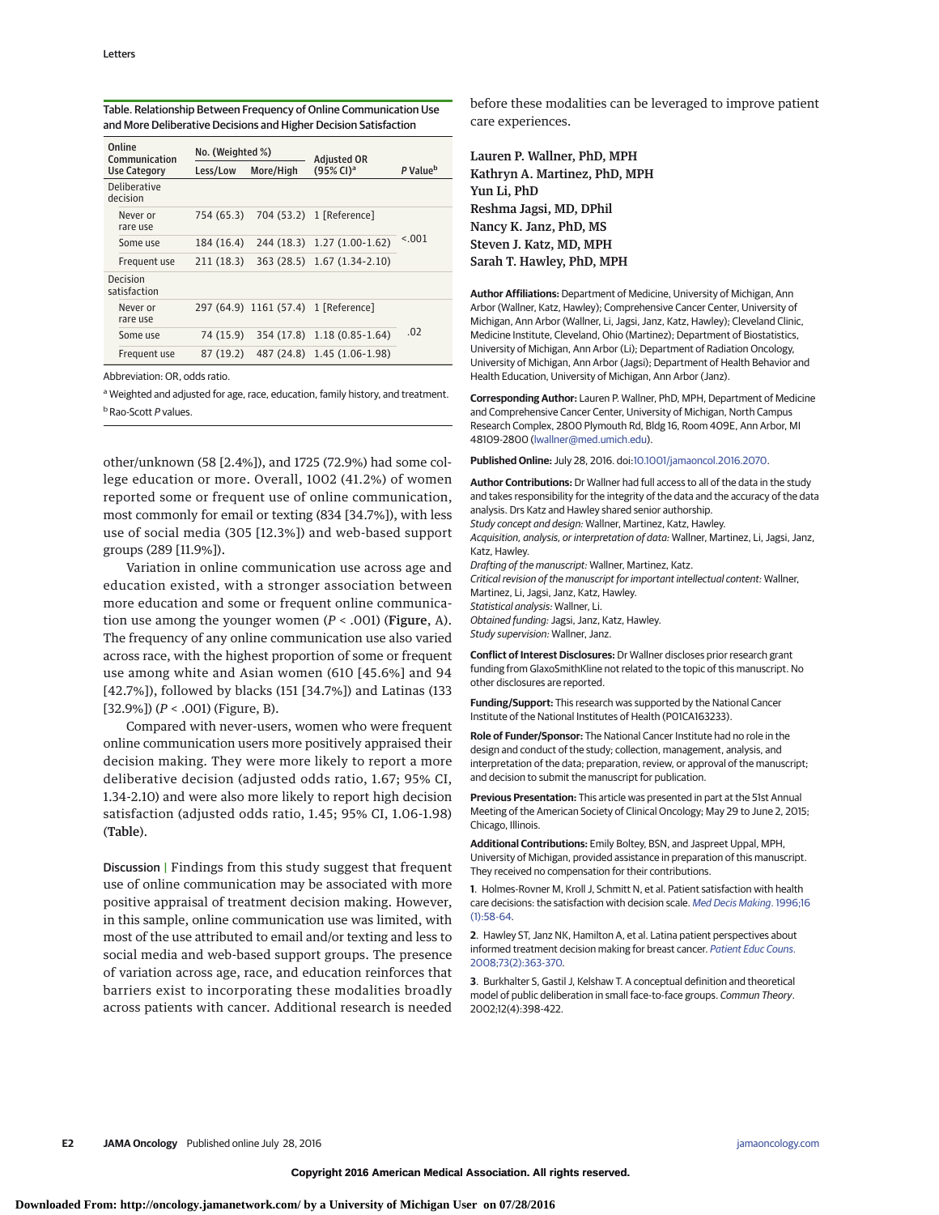Table. Relationship Between Frequency of Online Communication Use and More Deliberative Decisions and Higher Decision Satisfaction

| Online Communication Use Category | No. (Weighted %) | | Adjusted OR (95% CI)[a] | P Value[b] |
|---|---|---|---|---|
| | Less/Low | More/High | | |
| Deliberative decision | | | | |
| Never or rare use | 754 (65.3) | 704 (53.2) | 1 [Reference] | <.001 |
| Some use | 184 (16.4) | 244 (18.3) | 1.27 (1.00-1.62) | |
| Frequent use | 211 (18.3) | 363 (28.5) | 1.67 (1.34-2.10) | |
| Decision satisfaction | | | | |
| Never or rare use | 297 (64.9) | 1161 (57.4) | 1 [Reference] | .02 |
| Some use | 74 (15.9) | 354 (17.8) | 1.18 (0.85-1.64) | |
| Frequent use | 87 (19.2) | 487 (24.8) | 1.45 (1.06-1.98) | |

Abbreviation: OR, odds ratio.

[a] Weighted and adjusted for age, race, education, family history, and treatment.

[b] Rao-Scott *P* values.

other/unknown (58 [2.4%]), and 1725 (72.9%) had some college education or more. Overall, 1002 (41.2%) of women reported some or frequent use of online communication, most commonly for email or texting (834 [34.7%]), with less use of social media (305 [12.3%]) and web-based support groups (289 [11.9%]).

Variation in online communication use across age and education existed, with a stronger association between more education and some or frequent online communication use among the younger women ($P < .001$) (**Figure**, A). The frequency of any online communication use also varied across race, with the highest proportion of some or frequent use among white and Asian women (610 [45.6%] and 94 [42.7%]), followed by blacks (151 [34.7%]) and Latinas (133 [32.9%]) ($P < .001$) (Figure, B).

Compared with never-users, women who were frequent online communication users more positively appraised their decision making. They were more likely to report a more deliberative decision (adjusted odds ratio, 1.67; 95% CI, 1.34-2.10) and were also more likely to report high decision satisfaction (adjusted odds ratio, 1.45; 95% CI, 1.06-1.98) (**Table**).

**Discussion |** Findings from this study suggest that frequent use of online communication may be associated with more positive appraisal of treatment decision making. However, in this sample, online communication use was limited, with most of the use attributed to email and/or texting and less to social media and web-based support groups. The presence of variation across age, race, and education reinforces that barriers exist to incorporating these modalities broadly across patients with cancer. Additional research is needed before these modalities can be leveraged to improve patient care experiences.

**Lauren P. Wallner, PhD, MPH**
**Kathryn A. Martinez, PhD, MPH**
**Yun Li, PhD**
**Reshma Jagsi, MD, DPhil**
**Nancy K. Janz, PhD, MS**
**Steven J. Katz, MD, MPH**
**Sarah T. Hawley, PhD, MPH**

**Author Affiliations:** Department of Medicine, University of Michigan, Ann Arbor (Wallner, Katz, Hawley); Comprehensive Cancer Center, University of Michigan, Ann Arbor (Wallner, Li, Jagsi, Janz, Katz, Hawley); Cleveland Clinic, Medicine Institute, Cleveland, Ohio (Martinez); Department of Biostatistics, University of Michigan, Ann Arbor (Li); Department of Radiation Oncology, University of Michigan, Ann Arbor (Jagsi); Department of Health Behavior and Health Education, University of Michigan, Ann Arbor (Janz).

**Corresponding Author:** Lauren P. Wallner, PhD, MPH, Department of Medicine and Comprehensive Cancer Center, University of Michigan, North Campus Research Complex, 2800 Plymouth Rd, Bldg 16, Room 409E, Ann Arbor, MI 48109-2800 (lwallner@med.umich.edu).

**Published Online:** July 28, 2016. doi:10.1001/jamaoncol.2016.2070.

**Author Contributions:** Dr Wallner had full access to all of the data in the study and takes responsibility for the integrity of the data and the accuracy of the data analysis. Drs Katz and Hawley shared senior authorship.
*Study concept and design:* Wallner, Martinez, Katz, Hawley.
*Acquisition, analysis, or interpretation of data:* Wallner, Martinez, Li, Jagsi, Janz, Katz, Hawley.
*Drafting of the manuscript:* Wallner, Martinez, Katz.
*Critical revision of the manuscript for important intellectual content:* Wallner, Martinez, Li, Jagsi, Janz, Katz, Hawley.
*Statistical analysis:* Wallner, Li.
*Obtained funding:* Jagsi, Janz, Katz, Hawley.
*Study supervision:* Wallner, Janz.

**Conflict of Interest Disclosures:** Dr Wallner discloses prior research grant funding from GlaxoSmithKline not related to the topic of this manuscript. No other disclosures are reported.

**Funding/Support:** This research was supported by the National Cancer Institute of the National Institutes of Health (P01CA163233).

**Role of Funder/Sponsor:** The National Cancer Institute had no role in the design and conduct of the study; collection, management, analysis, and interpretation of the data; preparation, review, or approval of the manuscript; and decision to submit the manuscript for publication.

**Previous Presentation:** This article was presented in part at the 51st Annual Meeting of the American Society of Clinical Oncology; May 29 to June 2, 2015; Chicago, Illinois.

**Additional Contributions:** Emily Boltey, BSN, and Jaspreet Uppal, MPH, University of Michigan, provided assistance in preparation of this manuscript. They received no compensation for their contributions.

1. Holmes-Rovner M, Kroll J, Schmitt N, et al. Patient satisfaction with health care decisions: the satisfaction with decision scale. *Med Decis Making*. 1996;16(1):58-64.

2. Hawley ST, Janz NK, Hamilton A, et al. Latina patient perspectives about informed treatment decision making for breast cancer. *Patient Educ Couns*. 2008;73(2):363-370.

3. Burkhalter S, Gastil J, Kelshaw T. A conceptual definition and theoretical model of public deliberation in small face-to-face groups. *Commun Theory*. 2002;12(4):398-422.